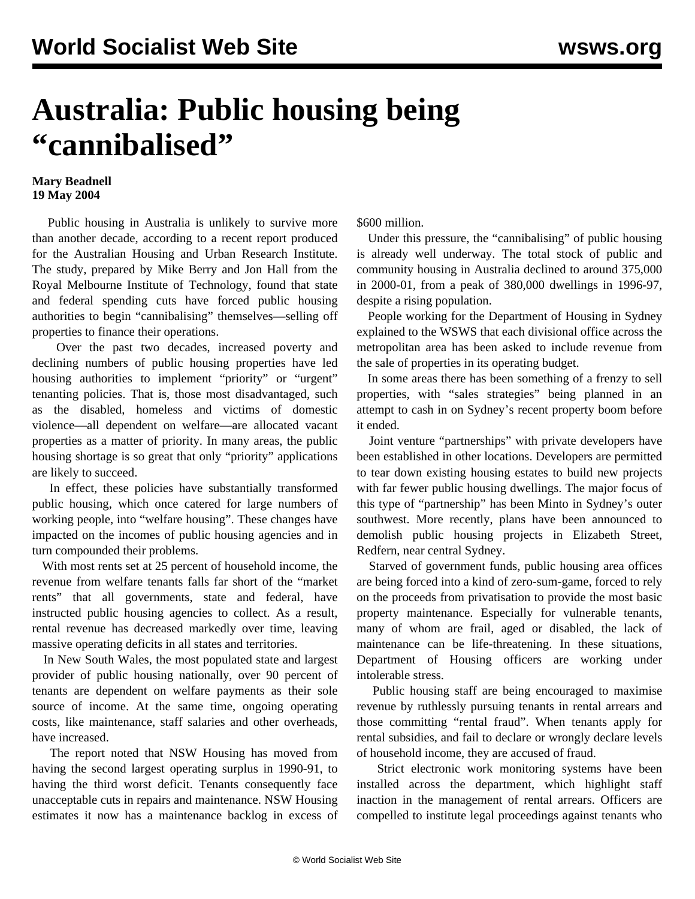# Australia: Public housing being "cannibalised"

**Mary Beadnell**
**19 May 2004**

Public housing in Australia is unlikely to survive more than another decade, according to a recent report produced for the Australian Housing and Urban Research Institute. The study, prepared by Mike Berry and Jon Hall from the Royal Melbourne Institute of Technology, found that state and federal spending cuts have forced public housing authorities to begin "cannibalising" themselves—selling off properties to finance their operations.

Over the past two decades, increased poverty and declining numbers of public housing properties have led housing authorities to implement "priority" or "urgent" tenanting policies. That is, those most disadvantaged, such as the disabled, homeless and victims of domestic violence—all dependent on welfare—are allocated vacant properties as a matter of priority. In many areas, the public housing shortage is so great that only "priority" applications are likely to succeed.

In effect, these policies have substantially transformed public housing, which once catered for large numbers of working people, into "welfare housing". These changes have impacted on the incomes of public housing agencies and in turn compounded their problems.

With most rents set at 25 percent of household income, the revenue from welfare tenants falls far short of the "market rents" that all governments, state and federal, have instructed public housing agencies to collect. As a result, rental revenue has decreased markedly over time, leaving massive operating deficits in all states and territories.

In New South Wales, the most populated state and largest provider of public housing nationally, over 90 percent of tenants are dependent on welfare payments as their sole source of income. At the same time, ongoing operating costs, like maintenance, staff salaries and other overheads, have increased.

The report noted that NSW Housing has moved from having the second largest operating surplus in 1990-91, to having the third worst deficit. Tenants consequently face unacceptable cuts in repairs and maintenance. NSW Housing estimates it now has a maintenance backlog in excess of $600 million.

Under this pressure, the "cannibalising" of public housing is already well underway. The total stock of public and community housing in Australia declined to around 375,000 in 2000-01, from a peak of 380,000 dwellings in 1996-97, despite a rising population.

People working for the Department of Housing in Sydney explained to the WSWS that each divisional office across the metropolitan area has been asked to include revenue from the sale of properties in its operating budget.

In some areas there has been something of a frenzy to sell properties, with "sales strategies" being planned in an attempt to cash in on Sydney's recent property boom before it ended.

Joint venture "partnerships" with private developers have been established in other locations. Developers are permitted to tear down existing housing estates to build new projects with far fewer public housing dwellings. The major focus of this type of "partnership" has been Minto in Sydney's outer southwest. More recently, plans have been announced to demolish public housing projects in Elizabeth Street, Redfern, near central Sydney.

Starved of government funds, public housing area offices are being forced into a kind of zero-sum-game, forced to rely on the proceeds from privatisation to provide the most basic property maintenance. Especially for vulnerable tenants, many of whom are frail, aged or disabled, the lack of maintenance can be life-threatening. In these situations, Department of Housing officers are working under intolerable stress.

Public housing staff are being encouraged to maximise revenue by ruthlessly pursuing tenants in rental arrears and those committing "rental fraud". When tenants apply for rental subsidies, and fail to declare or wrongly declare levels of household income, they are accused of fraud.

Strict electronic work monitoring systems have been installed across the department, which highlight staff inaction in the management of rental arrears. Officers are compelled to institute legal proceedings against tenants who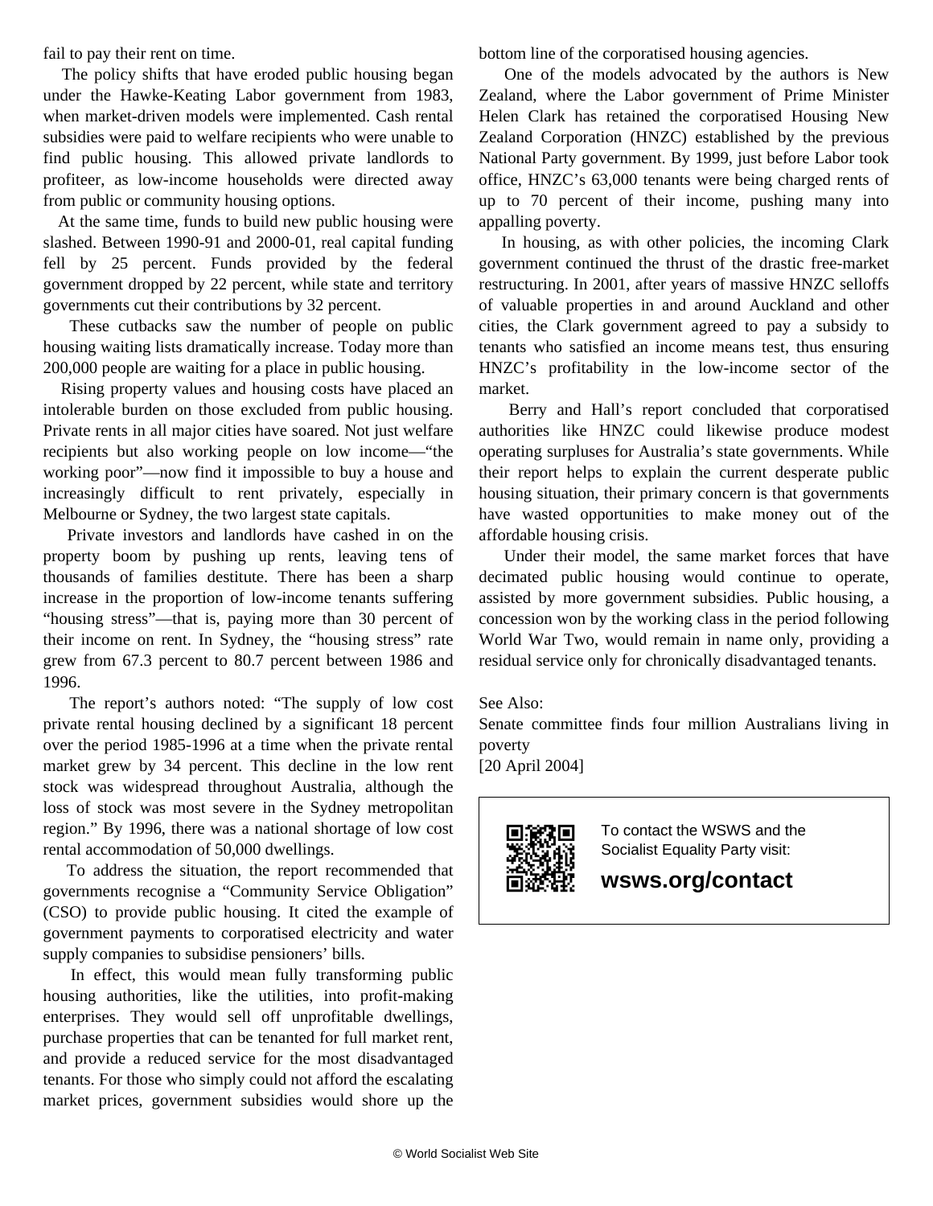fail to pay their rent on time.

The policy shifts that have eroded public housing began under the Hawke-Keating Labor government from 1983, when market-driven models were implemented. Cash rental subsidies were paid to welfare recipients who were unable to find public housing. This allowed private landlords to profiteer, as low-income households were directed away from public or community housing options.

At the same time, funds to build new public housing were slashed. Between 1990-91 and 2000-01, real capital funding fell by 25 percent. Funds provided by the federal government dropped by 22 percent, while state and territory governments cut their contributions by 32 percent.

These cutbacks saw the number of people on public housing waiting lists dramatically increase. Today more than 200,000 people are waiting for a place in public housing.

Rising property values and housing costs have placed an intolerable burden on those excluded from public housing. Private rents in all major cities have soared. Not just welfare recipients but also working people on low income—"the working poor"—now find it impossible to buy a house and increasingly difficult to rent privately, especially in Melbourne or Sydney, the two largest state capitals.

Private investors and landlords have cashed in on the property boom by pushing up rents, leaving tens of thousands of families destitute. There has been a sharp increase in the proportion of low-income tenants suffering "housing stress"—that is, paying more than 30 percent of their income on rent. In Sydney, the "housing stress" rate grew from 67.3 percent to 80.7 percent between 1986 and 1996.

The report's authors noted: "The supply of low cost private rental housing declined by a significant 18 percent over the period 1985-1996 at a time when the private rental market grew by 34 percent. This decline in the low rent stock was widespread throughout Australia, although the loss of stock was most severe in the Sydney metropolitan region." By 1996, there was a national shortage of low cost rental accommodation of 50,000 dwellings.

To address the situation, the report recommended that governments recognise a "Community Service Obligation" (CSO) to provide public housing. It cited the example of government payments to corporatised electricity and water supply companies to subsidise pensioners' bills.

In effect, this would mean fully transforming public housing authorities, like the utilities, into profit-making enterprises. They would sell off unprofitable dwellings, purchase properties that can be tenanted for full market rent, and provide a reduced service for the most disadvantaged tenants. For those who simply could not afford the escalating market prices, government subsidies would shore up the bottom line of the corporatised housing agencies.

One of the models advocated by the authors is New Zealand, where the Labor government of Prime Minister Helen Clark has retained the corporatised Housing New Zealand Corporation (HNZC) established by the previous National Party government. By 1999, just before Labor took office, HNZC's 63,000 tenants were being charged rents of up to 70 percent of their income, pushing many into appalling poverty.

In housing, as with other policies, the incoming Clark government continued the thrust of the drastic free-market restructuring. In 2001, after years of massive HNZC selloffs of valuable properties in and around Auckland and other cities, the Clark government agreed to pay a subsidy to tenants who satisfied an income means test, thus ensuring HNZC's profitability in the low-income sector of the market.

Berry and Hall's report concluded that corporatised authorities like HNZC could likewise produce modest operating surpluses for Australia's state governments. While their report helps to explain the current desperate public housing situation, their primary concern is that governments have wasted opportunities to make money out of the affordable housing crisis.

Under their model, the same market forces that have decimated public housing would continue to operate, assisted by more government subsidies. Public housing, a concession won by the working class in the period following World War Two, would remain in name only, providing a residual service only for chronically disadvantaged tenants.

See Also:
Senate committee finds four million Australians living in poverty
[20 April 2004]

To contact the WSWS and the Socialist Equality Party visit:

**wsws.org/contact**